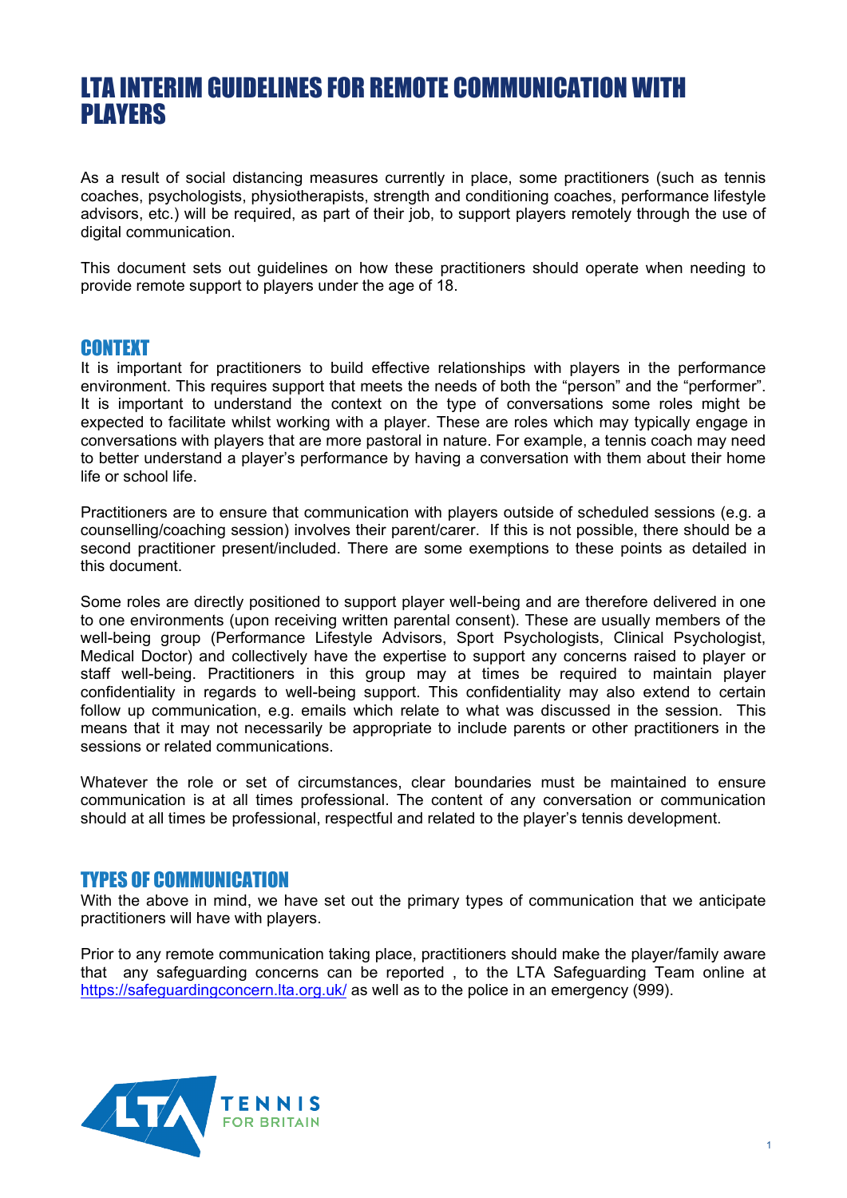# LTA INTERIM GUIDELINES FOR REMOTE COMMUNICATION WITH PLAYERS

As a result of social distancing measures currently in place, some practitioners (such as tennis coaches, psychologists, physiotherapists, strength and conditioning coaches, performance lifestyle advisors, etc.) will be required, as part of their job, to support players remotely through the use of digital communication.

This document sets out guidelines on how these practitioners should operate when needing to provide remote support to players under the age of 18.

## CONTEXT

It is important for practitioners to build effective relationships with players in the performance environment. This requires support that meets the needs of both the "person" and the "performer". It is important to understand the context on the type of conversations some roles might be expected to facilitate whilst working with a player. These are roles which may typically engage in conversations with players that are more pastoral in nature. For example, a tennis coach may need to better understand a player's performance by having a conversation with them about their home life or school life.

Practitioners are to ensure that communication with players outside of scheduled sessions (e.g. a counselling/coaching session) involves their parent/carer. If this is not possible, there should be a second practitioner present/included. There are some exemptions to these points as detailed in this document.

Some roles are directly positioned to support player well-being and are therefore delivered in one to one environments (upon receiving written parental consent). These are usually members of the well-being group (Performance Lifestyle Advisors, Sport Psychologists, Clinical Psychologist, Medical Doctor) and collectively have the expertise to support any concerns raised to player or staff well-being. Practitioners in this group may at times be required to maintain player confidentiality in regards to well-being support. This confidentiality may also extend to certain follow up communication, e.g. emails which relate to what was discussed in the session. This means that it may not necessarily be appropriate to include parents or other practitioners in the sessions or related communications.

Whatever the role or set of circumstances, clear boundaries must be maintained to ensure communication is at all times professional. The content of any conversation or communication should at all times be professional, respectful and related to the player's tennis development.

## TYPES OF COMMUNICATION

With the above in mind, we have set out the primary types of communication that we anticipate practitioners will have with players.

Prior to any remote communication taking place, practitioners should make the player/family aware that any safeguarding concerns can be reported , to the LTA Safeguarding Team online at https://safeguardingconcern.lta.org.uk/ as well as to the police in an emergency (999).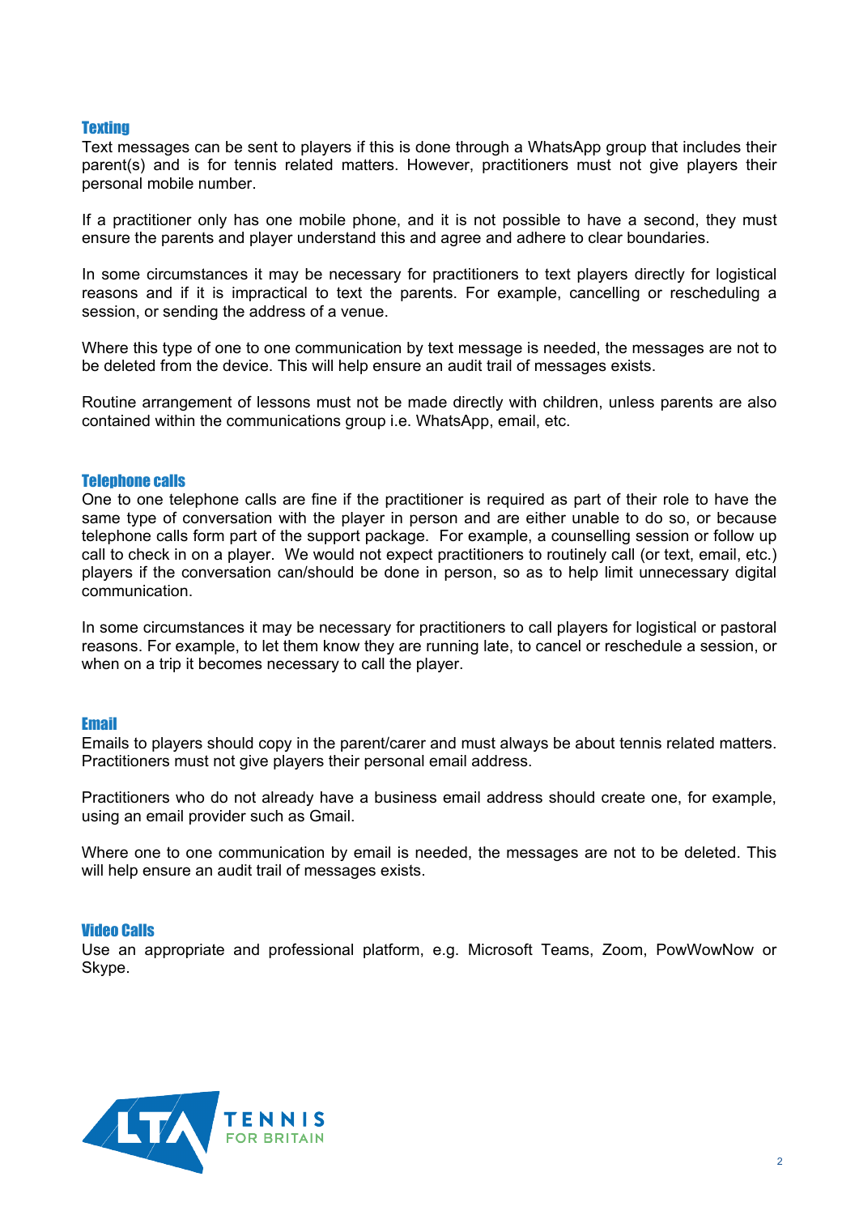### Texting

Text messages can be sent to players if this is done through a WhatsApp group that includes their parent(s) and is for tennis related matters. However, practitioners must not give players their personal mobile number.

If a practitioner only has one mobile phone, and it is not possible to have a second, they must ensure the parents and player understand this and agree and adhere to clear boundaries.

In some circumstances it may be necessary for practitioners to text players directly for logistical reasons and if it is impractical to text the parents. For example, cancelling or rescheduling a session, or sending the address of a venue.

Where this type of one to one communication by text message is needed, the messages are not to be deleted from the device. This will help ensure an audit trail of messages exists.

Routine arrangement of lessons must not be made directly with children, unless parents are also contained within the communications group i.e. WhatsApp, email, etc.

### Telephone calls

One to one telephone calls are fine if the practitioner is required as part of their role to have the same type of conversation with the player in person and are either unable to do so, or because telephone calls form part of the support package. For example, a counselling session or follow up call to check in on a player. We would not expect practitioners to routinely call (or text, email, etc.) players if the conversation can/should be done in person, so as to help limit unnecessary digital communication.

In some circumstances it may be necessary for practitioners to call players for logistical or pastoral reasons. For example, to let them know they are running late, to cancel or reschedule a session, or when on a trip it becomes necessary to call the player.

### Email

Emails to players should copy in the parent/carer and must always be about tennis related matters. Practitioners must not give players their personal email address.

Practitioners who do not already have a business email address should create one, for example, using an email provider such as Gmail.

Where one to one communication by email is needed, the messages are not to be deleted. This will help ensure an audit trail of messages exists.

### Video Calls

Use an appropriate and professional platform, e.g. Microsoft Teams, Zoom, PowWowNow or Skype.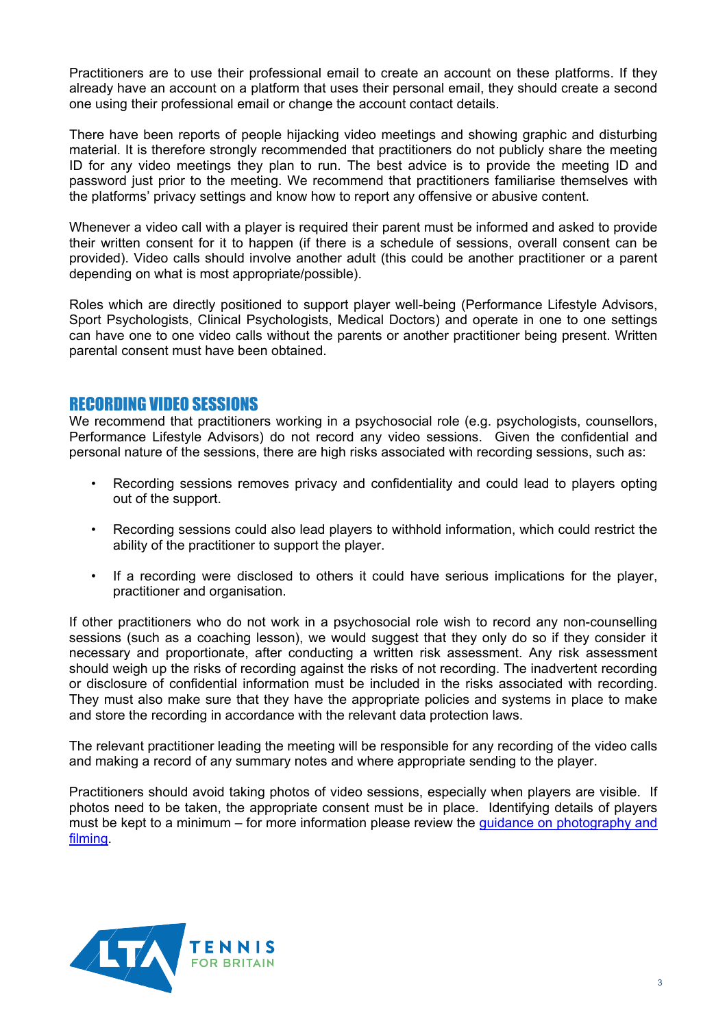Practitioners are to use their professional email to create an account on these platforms. If they already have an account on a platform that uses their personal email, they should create a second one using their professional email or change the account contact details.

There have been reports of people hijacking video meetings and showing graphic and disturbing material. It is therefore strongly recommended that practitioners do not publicly share the meeting ID for any video meetings they plan to run. The best advice is to provide the meeting ID and password just prior to the meeting. We recommend that practitioners familiarise themselves with the platforms' privacy settings and know how to report any offensive or abusive content.

Whenever a video call with a player is required their parent must be informed and asked to provide their written consent for it to happen (if there is a schedule of sessions, overall consent can be provided). Video calls should involve another adult (this could be another practitioner or a parent depending on what is most appropriate/possible).

Roles which are directly positioned to support player well-being (Performance Lifestyle Advisors, Sport Psychologists, Clinical Psychologists, Medical Doctors) and operate in one to one settings can have one to one video calls without the parents or another practitioner being present. Written parental consent must have been obtained.

## RECORDING VIDEO SESSIONS

We recommend that practitioners working in a psychosocial role (e.g. psychologists, counsellors, Performance Lifestyle Advisors) do not record any video sessions. Given the confidential and personal nature of the sessions, there are high risks associated with recording sessions, such as:

- Recording sessions removes privacy and confidentiality and could lead to players opting out of the support.
- Recording sessions could also lead players to withhold information, which could restrict the ability of the practitioner to support the player.
- If a recording were disclosed to others it could have serious implications for the player, practitioner and organisation.

If other practitioners who do not work in a psychosocial role wish to record any non-counselling sessions (such as a coaching lesson), we would suggest that they only do so if they consider it necessary and proportionate, after conducting a written risk assessment. Any risk assessment should weigh up the risks of recording against the risks of not recording. The inadvertent recording or disclosure of confidential information must be included in the risks associated with recording. They must also make sure that they have the appropriate policies and systems in place to make and store the recording in accordance with the relevant data protection laws.

The relevant practitioner leading the meeting will be responsible for any recording of the video calls and making a record of any summary notes and where appropriate sending to the player.

Practitioners should avoid taking photos of video sessions, especially when players are visible. If photos need to be taken, the appropriate consent must be in place. Identifying details of players must be kept to a minimum – for more information please review the [guidance on photography and filming](#).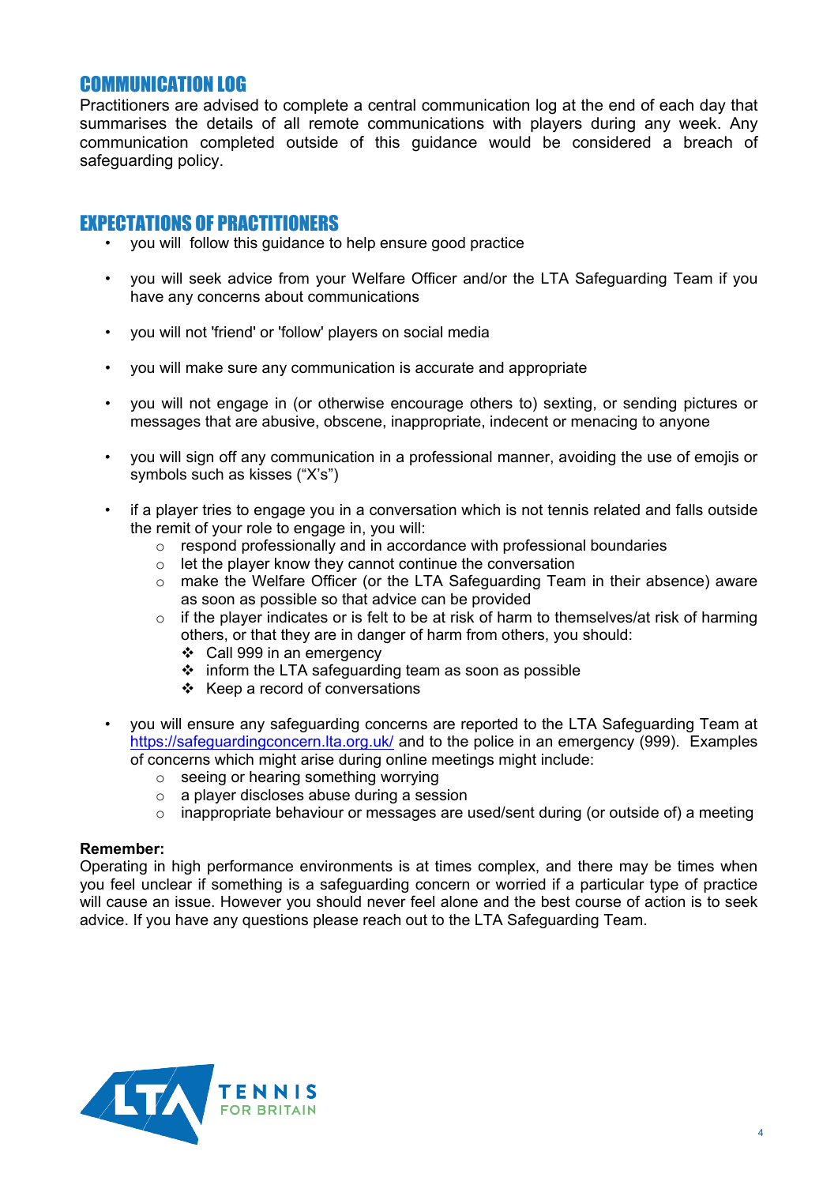## COMMUNICATION LOG

Practitioners are advised to complete a central communication log at the end of each day that summarises the details of all remote communications with players during any week. Any communication completed outside of this guidance would be considered a breach of safeguarding policy.

## EXPECTATIONS OF PRACTITIONERS

- you will follow this guidance to help ensure good practice
- you will seek advice from your Welfare Officer and/or the LTA Safeguarding Team if you have any concerns about communications
- you will not 'friend' or 'follow' players on social media
- you will make sure any communication is accurate and appropriate
- you will not engage in (or otherwise encourage others to) sexting, or sending pictures or messages that are abusive, obscene, inappropriate, indecent or menacing to anyone
- you will sign off any communication in a professional manner, avoiding the use of emojis or symbols such as kisses ("X's")
- if a player tries to engage you in a conversation which is not tennis related and falls outside the remit of your role to engage in, you will:
  - respond professionally and in accordance with professional boundaries
  - let the player know they cannot continue the conversation
  - make the Welfare Officer (or the LTA Safeguarding Team in their absence) aware as soon as possible so that advice can be provided
  - if the player indicates or is felt to be at risk of harm to themselves/at risk of harming others, or that they are in danger of harm from others, you should:
    - Call 999 in an emergency
    - inform the LTA safeguarding team as soon as possible
    - Keep a record of conversations
- you will ensure any safeguarding concerns are reported to the LTA Safeguarding Team at https://safeguardingconcern.lta.org.uk/ and to the police in an emergency (999). Examples of concerns which might arise during online meetings might include:
  - seeing or hearing something worrying
  - a player discloses abuse during a session
  - inappropriate behaviour or messages are used/sent during (or outside of) a meeting

**Remember:**
Operating in high performance environments is at times complex, and there may be times when you feel unclear if something is a safeguarding concern or worried if a particular type of practice will cause an issue. However you should never feel alone and the best course of action is to seek advice. If you have any questions please reach out to the LTA Safeguarding Team.

LTA TENNIS FOR BRITAIN